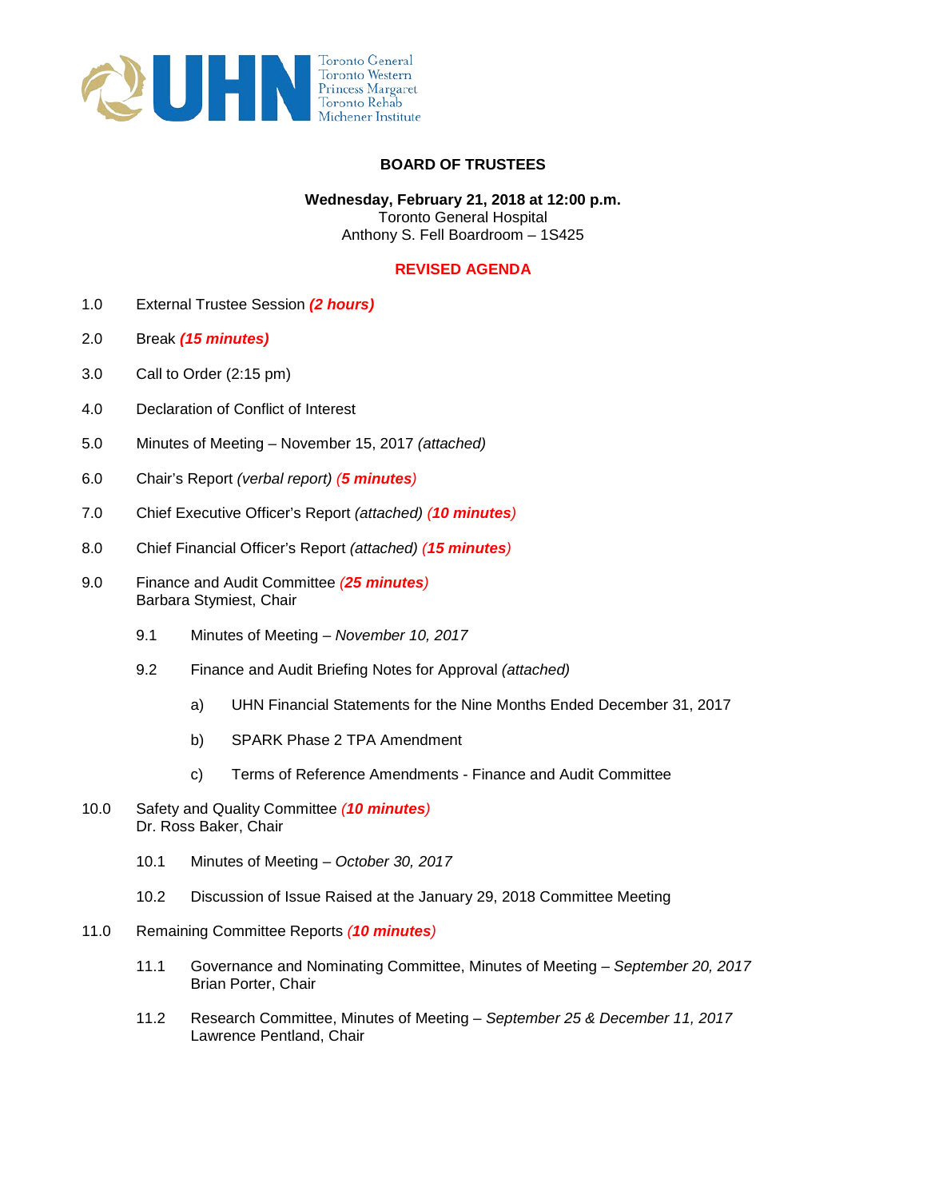Toronto General
Toronto Western
Princess Margaret
Toronto Rehab
Michener Institute

# BOARD OF TRUSTEES

**Wednesday, February 21, 2018 at 12:00 p.m.**
Toronto General Hospital
Anthony S. Fell Boardroom – 1S425

## REVISED AGENDA

1.0 External Trustee Session ***(2 hours)***

2.0 Break ***(15 minutes)***

3.0 Call to Order (2:15 pm)

4.0 Declaration of Conflict of Interest

5.0 Minutes of Meeting – November 15, 2017 *(attached)*

6.0 Chair's Report *(verbal report)* ***(5 minutes)***

7.0 Chief Executive Officer's Report *(attached)* ***(10 minutes)***

8.0 Chief Financial Officer's Report *(attached)* ***(15 minutes)***

9.0 Finance and Audit Committee ***(25 minutes)***
Barbara Stymiest, Chair

- 9.1 Minutes of Meeting – *November 10, 2017*
- 9.2 Finance and Audit Briefing Notes for Approval *(attached)*
  - a) UHN Financial Statements for the Nine Months Ended December 31, 2017
  - b) SPARK Phase 2 TPA Amendment
  - c) Terms of Reference Amendments - Finance and Audit Committee

10.0 Safety and Quality Committee ***(10 minutes)***
Dr. Ross Baker, Chair

- 10.1 Minutes of Meeting – *October 30, 2017*
- 10.2 Discussion of Issue Raised at the January 29, 2018 Committee Meeting

11.0 Remaining Committee Reports ***(10 minutes)***

- 11.1 Governance and Nominating Committee, Minutes of Meeting – *September 20, 2017*
Brian Porter, Chair
- 11.2 Research Committee, Minutes of Meeting – *September 25 & December 11, 2017*
Lawrence Pentland, Chair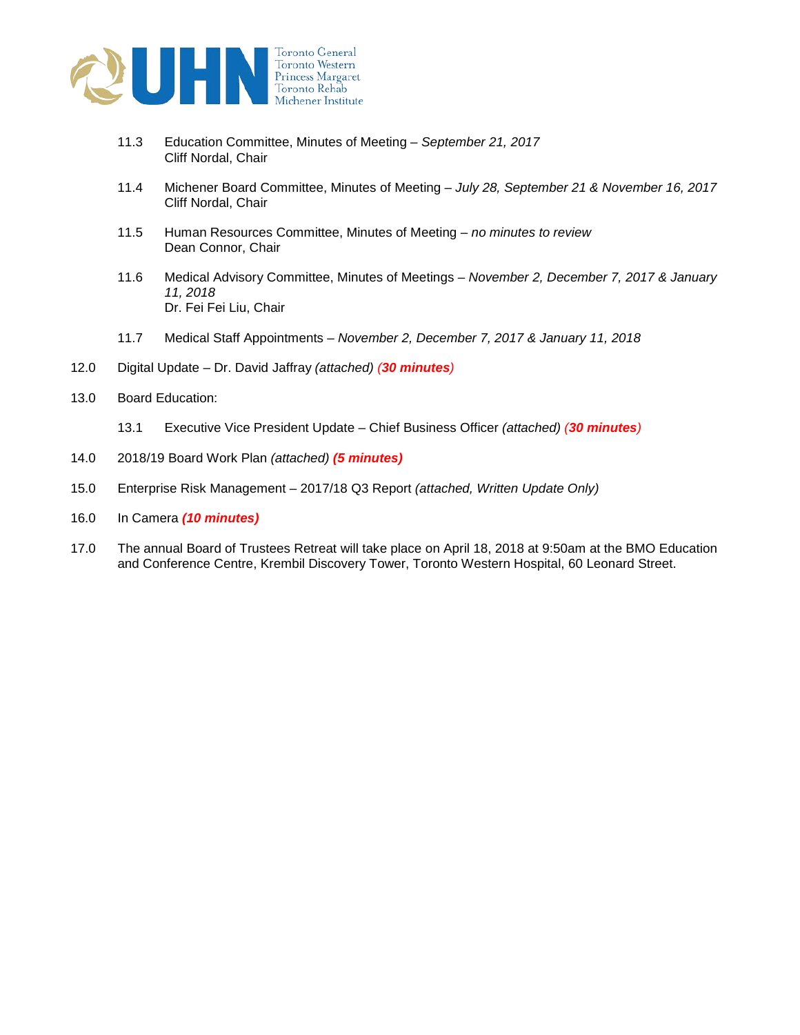11.3 Education Committee, Minutes of Meeting – *September 21, 2017*
Cliff Nordal, Chair

11.4 Michener Board Committee, Minutes of Meeting – *July 28, September 21 & November 16, 2017*
Cliff Nordal, Chair

11.5 Human Resources Committee, Minutes of Meeting – *no minutes to review*
Dean Connor, Chair

11.6 Medical Advisory Committee, Minutes of Meetings – *November 2, December 7, 2017 & January 11, 2018*
Dr. Fei Fei Liu, Chair

11.7 Medical Staff Appointments – *November 2, December 7, 2017 & January 11, 2018*

12.0 Digital Update – Dr. David Jaffray *(attached)* ***(30 minutes)***

13.0 Board Education:

13.1 Executive Vice President Update – Chief Business Officer *(attached)* ***(30 minutes)***

14.0 2018/19 Board Work Plan *(attached)* ***(5 minutes)***

15.0 Enterprise Risk Management – 2017/18 Q3 Report *(attached, Written Update Only)*

16.0 In Camera ***(10 minutes)***

17.0 The annual Board of Trustees Retreat will take place on April 18, 2018 at 9:50am at the BMO Education and Conference Centre, Krembil Discovery Tower, Toronto Western Hospital, 60 Leonard Street.